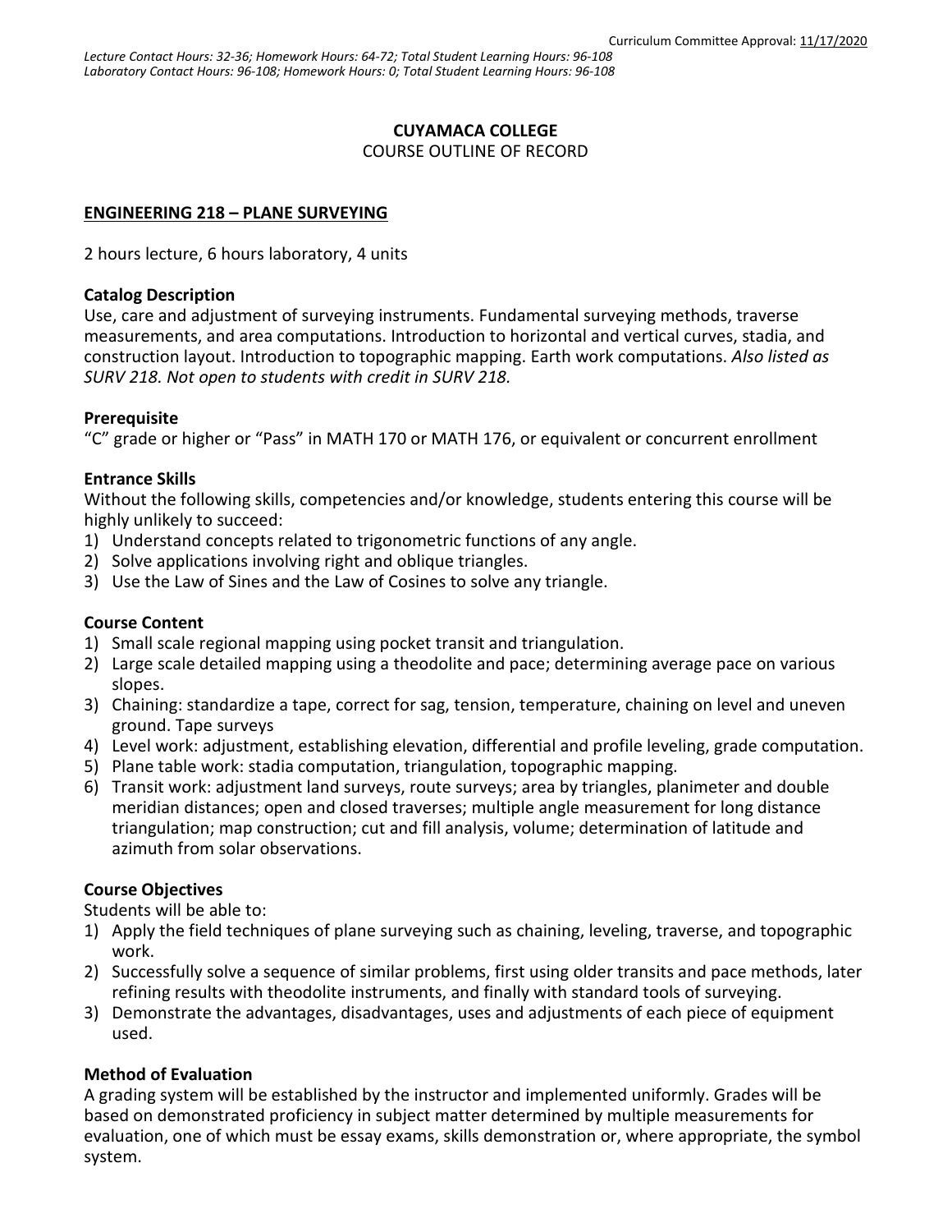Curriculum Committee Approval: 11/17/2020

*Lecture Contact Hours: 32-36; Homework Hours: 64-72; Total Student Learning Hours: 96-108*
*Laboratory Contact Hours: 96-108; Homework Hours: 0; Total Student Learning Hours: 96-108*

**CUYAMACA COLLEGE**
COURSE OUTLINE OF RECORD

**ENGINEERING 218 – PLANE SURVEYING**

2 hours lecture, 6 hours laboratory, 4 units

**Catalog Description**
Use, care and adjustment of surveying instruments. Fundamental surveying methods, traverse measurements, and area computations. Introduction to horizontal and vertical curves, stadia, and construction layout. Introduction to topographic mapping. Earth work computations. *Also listed as SURV 218. Not open to students with credit in SURV 218.*

**Prerequisite**
"C" grade or higher or "Pass" in MATH 170 or MATH 176, or equivalent or concurrent enrollment

**Entrance Skills**
Without the following skills, competencies and/or knowledge, students entering this course will be highly unlikely to succeed:

1) Understand concepts related to trigonometric functions of any angle.
2) Solve applications involving right and oblique triangles.
3) Use the Law of Sines and the Law of Cosines to solve any triangle.

**Course Content**

1) Small scale regional mapping using pocket transit and triangulation.
2) Large scale detailed mapping using a theodolite and pace; determining average pace on various slopes.
3) Chaining: standardize a tape, correct for sag, tension, temperature, chaining on level and uneven ground. Tape surveys
4) Level work: adjustment, establishing elevation, differential and profile leveling, grade computation.
5) Plane table work: stadia computation, triangulation, topographic mapping.
6) Transit work: adjustment land surveys, route surveys; area by triangles, planimeter and double meridian distances; open and closed traverses; multiple angle measurement for long distance triangulation; map construction; cut and fill analysis, volume; determination of latitude and azimuth from solar observations.

**Course Objectives**
Students will be able to:

1) Apply the field techniques of plane surveying such as chaining, leveling, traverse, and topographic work.
2) Successfully solve a sequence of similar problems, first using older transits and pace methods, later refining results with theodolite instruments, and finally with standard tools of surveying.
3) Demonstrate the advantages, disadvantages, uses and adjustments of each piece of equipment used.

**Method of Evaluation**
A grading system will be established by the instructor and implemented uniformly. Grades will be based on demonstrated proficiency in subject matter determined by multiple measurements for evaluation, one of which must be essay exams, skills demonstration or, where appropriate, the symbol system.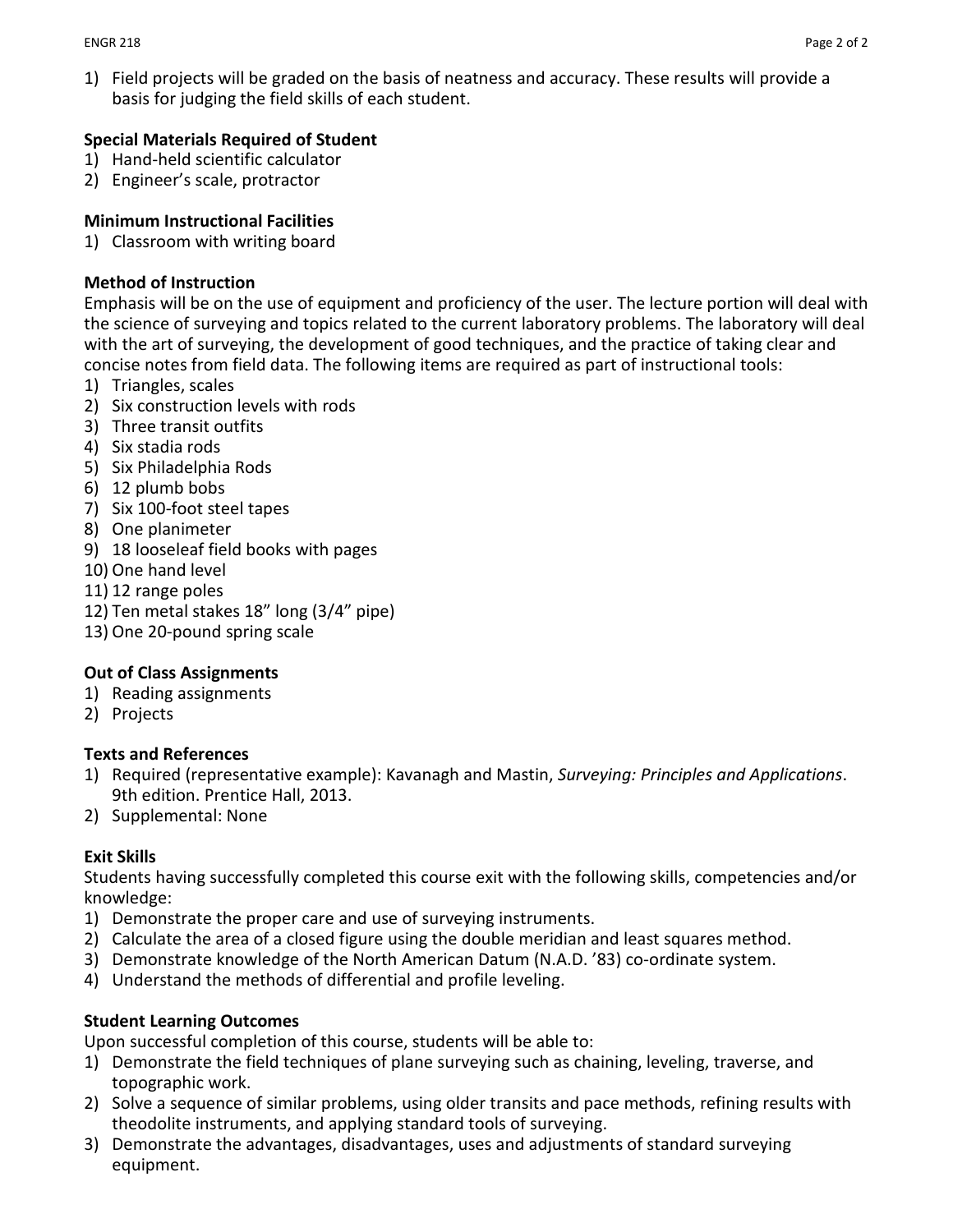1) Field projects will be graded on the basis of neatness and accuracy. These results will provide a basis for judging the field skills of each student.

**Special Materials Required of Student**
1) Hand-held scientific calculator
2) Engineer's scale, protractor

**Minimum Instructional Facilities**
1) Classroom with writing board

**Method of Instruction**
Emphasis will be on the use of equipment and proficiency of the user. The lecture portion will deal with the science of surveying and topics related to the current laboratory problems. The laboratory will deal with the art of surveying, the development of good techniques, and the practice of taking clear and concise notes from field data. The following items are required as part of instructional tools:
1) Triangles, scales
2) Six construction levels with rods
3) Three transit outfits
4) Six stadia rods
5) Six Philadelphia Rods
6) 12 plumb bobs
7) Six 100-foot steel tapes
8) One planimeter
9) 18 looseleaf field books with pages
10) One hand level
11) 12 range poles
12) Ten metal stakes 18" long (3/4" pipe)
13) One 20-pound spring scale

**Out of Class Assignments**
1) Reading assignments
2) Projects

**Texts and References**
1) Required (representative example): Kavanagh and Mastin, *Surveying: Principles and Applications*. 9th edition. Prentice Hall, 2013.
2) Supplemental: None

**Exit Skills**
Students having successfully completed this course exit with the following skills, competencies and/or knowledge:
1) Demonstrate the proper care and use of surveying instruments.
2) Calculate the area of a closed figure using the double meridian and least squares method.
3) Demonstrate knowledge of the North American Datum (N.A.D. '83) co-ordinate system.
4) Understand the methods of differential and profile leveling.

**Student Learning Outcomes**
Upon successful completion of this course, students will be able to:
1) Demonstrate the field techniques of plane surveying such as chaining, leveling, traverse, and topographic work.
2) Solve a sequence of similar problems, using older transits and pace methods, refining results with theodolite instruments, and applying standard tools of surveying.
3) Demonstrate the advantages, disadvantages, uses and adjustments of standard surveying equipment.